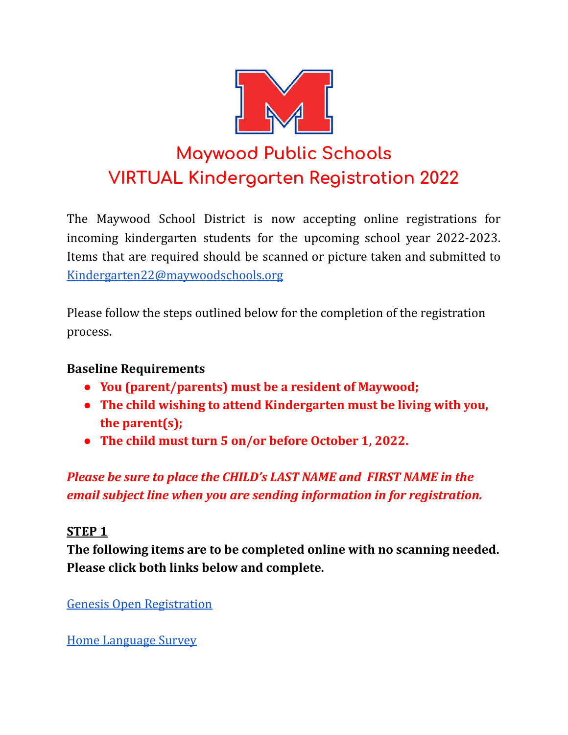# Maywood Public Schools
# VIRTUAL Kindergarten Registration 2022

The Maywood School District is now accepting online registrations for incoming kindergarten students for the upcoming school year 2022-2023. Items that are required should be scanned or picture taken and submitted to Kindergarten22@maywoodschools.org

Please follow the steps outlined below for the completion of the registration process.

**Baseline Requirements**

- **You (parent/parents) must be a resident of Maywood;**
- **The child wishing to attend Kindergarten must be living with you, the parent(s);**
- **The child must turn 5 on/or before October 1, 2022.**

***Please be sure to place the CHILD's LAST NAME and FIRST NAME in the email subject line when you are sending information in for registration.***

**STEP 1**

**The following items are to be completed online with no scanning needed. Please click both links below and complete.**

Genesis Open Registration

Home Language Survey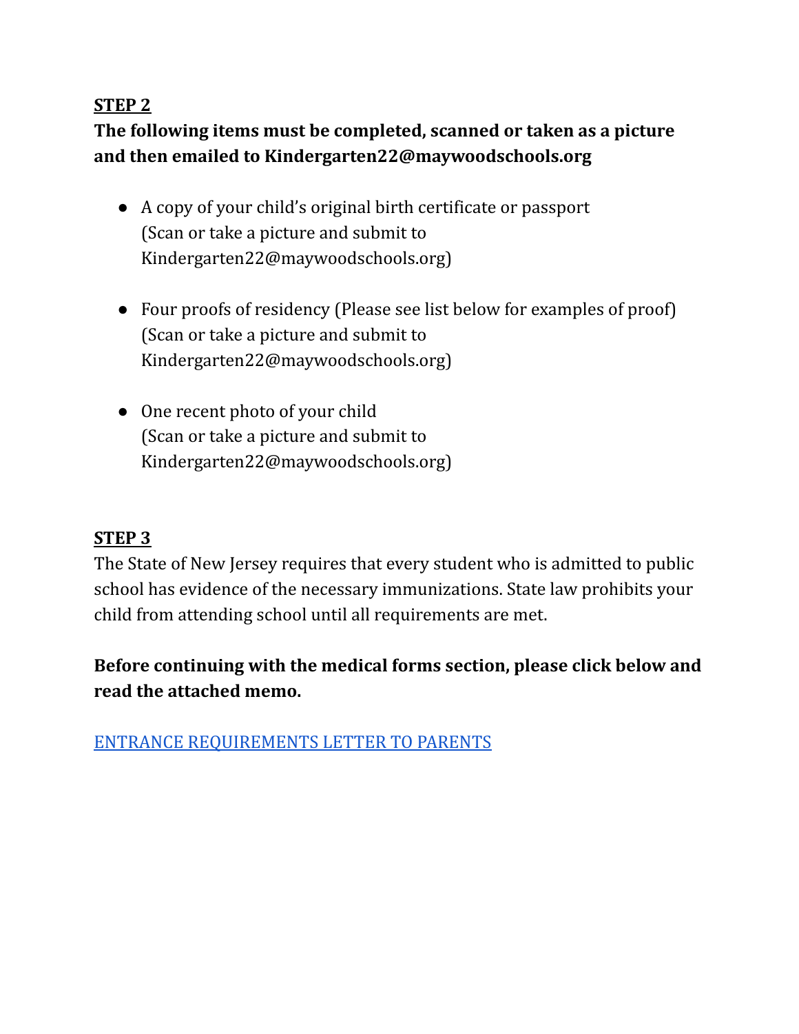**STEP 2**

**The following items must be completed, scanned or taken as a picture and then emailed to Kindergarten22@maywoodschools.org**

- A copy of your child's original birth certificate or passport (Scan or take a picture and submit to Kindergarten22@maywoodschools.org)
- Four proofs of residency (Please see list below for examples of proof) (Scan or take a picture and submit to Kindergarten22@maywoodschools.org)
- One recent photo of your child (Scan or take a picture and submit to Kindergarten22@maywoodschools.org)

**STEP 3**

The State of New Jersey requires that every student who is admitted to public school has evidence of the necessary immunizations. State law prohibits your child from attending school until all requirements are met.

**Before continuing with the medical forms section, please click below and read the attached memo.**

ENTRANCE REQUIREMENTS LETTER TO PARENTS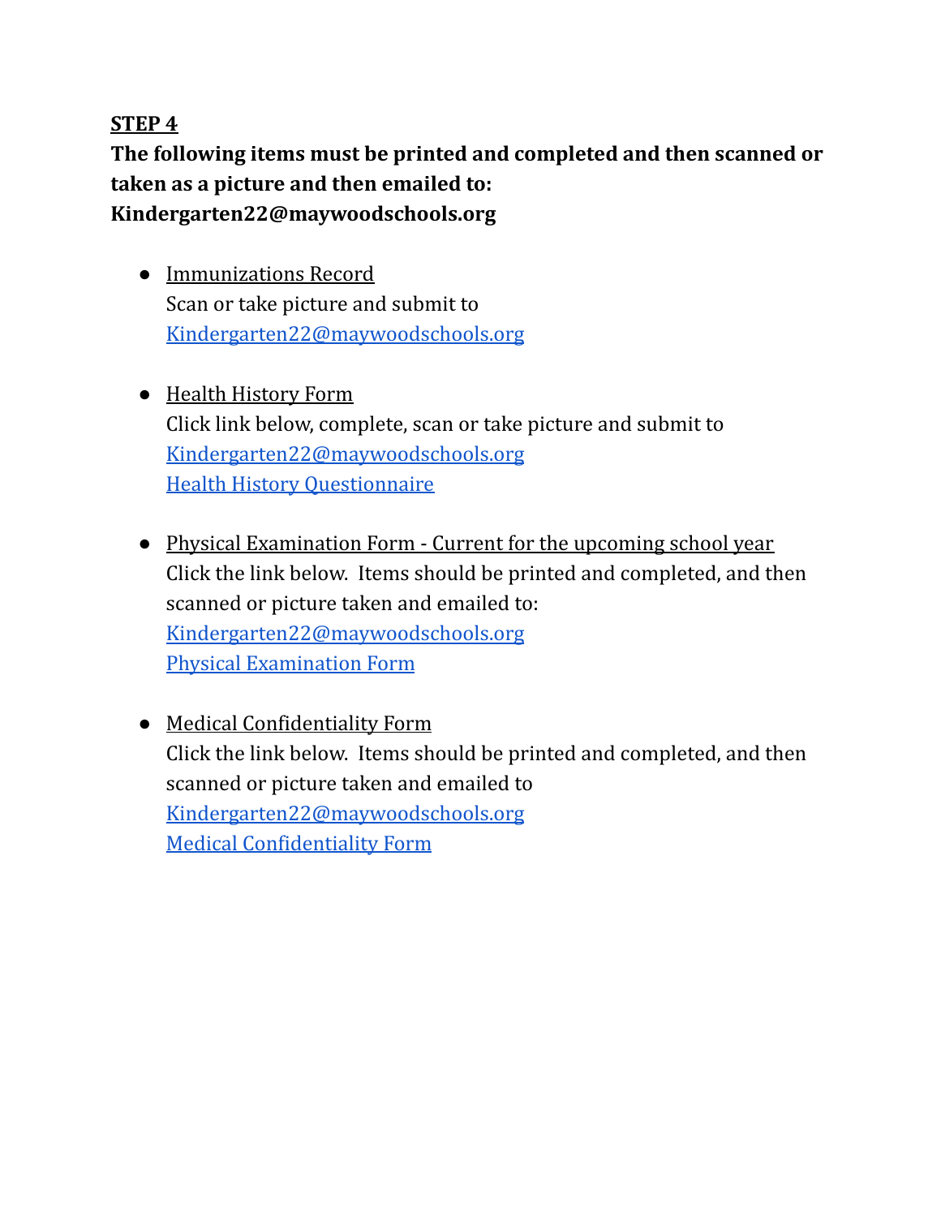**STEP 4**

**The following items must be printed and completed and then scanned or taken as a picture and then emailed to: Kindergarten22@maywoodschools.org**

- Immunizations Record
  Scan or take picture and submit to
  Kindergarten22@maywoodschools.org

- Health History Form
  Click link below, complete, scan or take picture and submit to
  Kindergarten22@maywoodschools.org
  Health History Questionnaire

- Physical Examination Form - Current for the upcoming school year
  Click the link below. Items should be printed and completed, and then scanned or picture taken and emailed to:
  Kindergarten22@maywoodschools.org
  Physical Examination Form

- Medical Confidentiality Form
  Click the link below. Items should be printed and completed, and then scanned or picture taken and emailed to
  Kindergarten22@maywoodschools.org
  Medical Confidentiality Form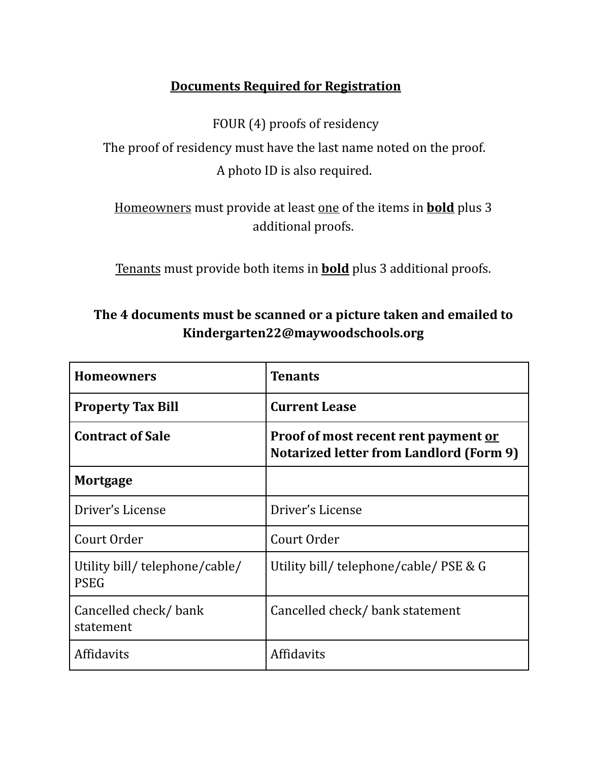## <u>**Documents Required for Registration**</u>

FOUR (4) proofs of residency

The proof of residency must have the last name noted on the proof.

A photo ID is also required.

<u>Homeowners</u> must provide at least <u>one</u> of the items in <u>**bold**</u> plus 3 additional proofs.

<u>Tenants</u> must provide both items in <u>**bold**</u> plus 3 additional proofs.

**The 4 documents must be scanned or a picture taken and emailed to Kindergarten22@maywoodschools.org**

| **Homeowners** | **Tenants** |
|---|---|
| **Property Tax Bill** | **Current Lease** |
| **Contract of Sale** | **Proof of most recent rent payment <u>or</u> Notarized letter from Landlord (Form 9)** |
| **Mortgage** | |
| Driver's License | Driver's License |
| Court Order | Court Order |
| Utility bill/ telephone/cable/ PSEG | Utility bill/ telephone/cable/ PSE & G |
| Cancelled check/ bank statement | Cancelled check/ bank statement |
| Affidavits | Affidavits |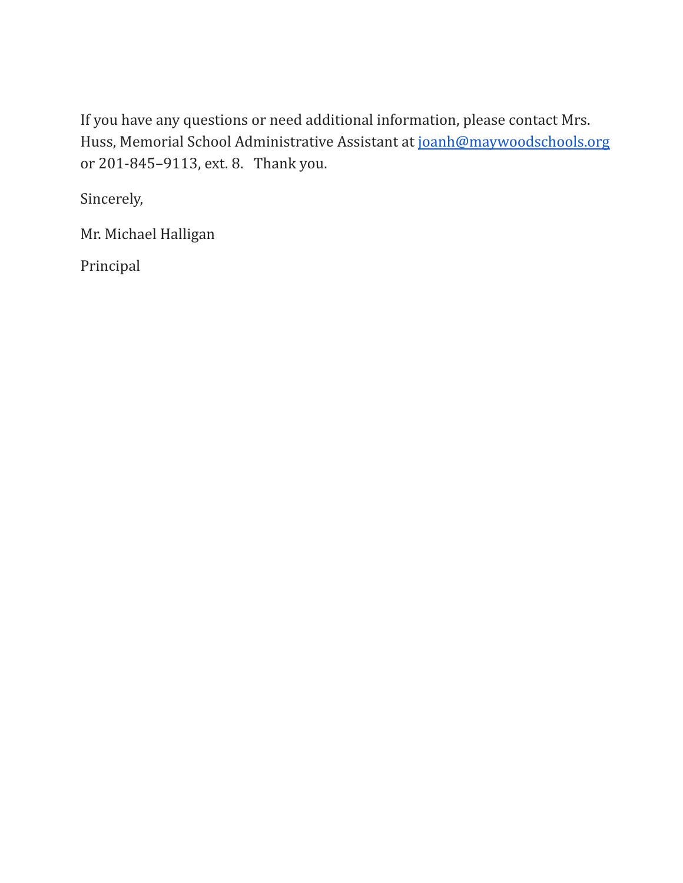If you have any questions or need additional information, please contact Mrs. Huss, Memorial School Administrative Assistant at [joanh@maywoodschools.org](mailto:joanh@maywoodschools.org) or 201-845–9113, ext. 8. Thank you.

Sincerely,

Mr. Michael Halligan

Principal